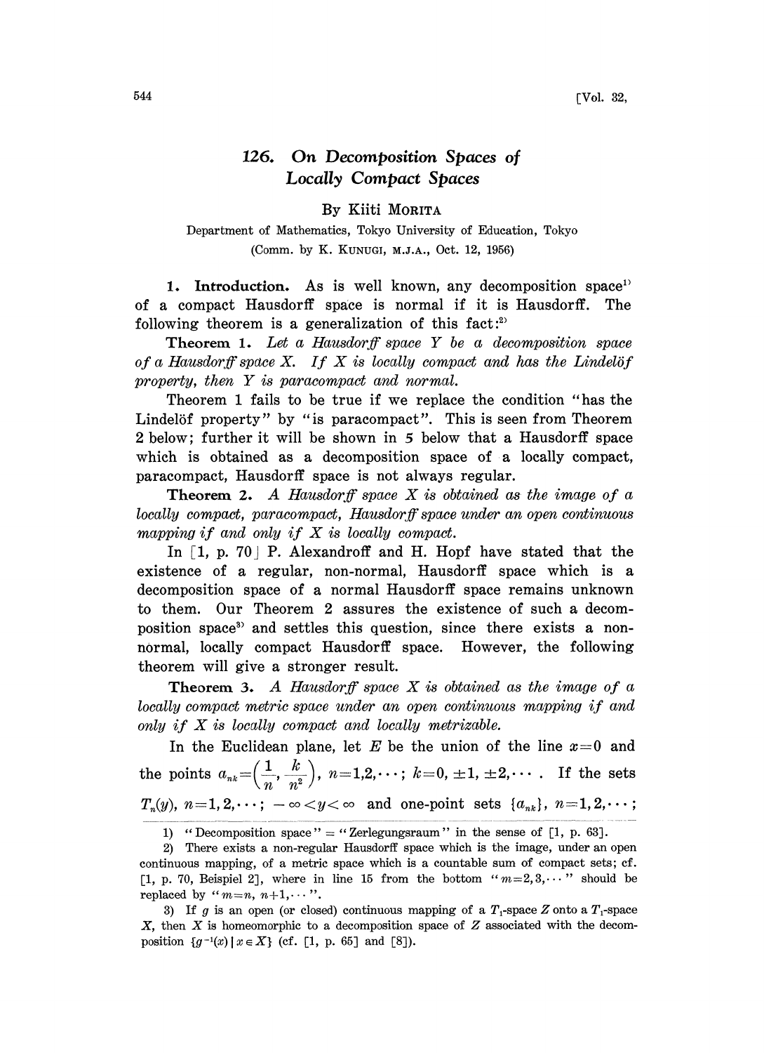# 126. *On Decomposition Spaces of Locally Compact Spaces*

By Kiiti MORITA

Department of Mathematics, Tokyo University of Education, Tokyo

(Comm. by K. KUNUGI, M.J.A., Oct. 12, 1956)

**1. Introduction.** As is well known, any decomposition space[1] of a compact Hausdorff space is normal if it is Hausdorff. The following theorem is a generalization of this fact:[2]

**Theorem 1.** *Let a Hausdorff space Y be a decomposition space of a Hausdorff space X. If X is locally compact and has the Lindelöf property, then Y is paracompact and normal.*

Theorem 1 fails to be true if we replace the condition "has the Lindelöf property" by "is paracompact". This is seen from Theorem 2 below; further it will be shown in 5 below that a Hausdorff space which is obtained as a decomposition space of a locally compact, paracompact, Hausdorff space is not always regular.

**Theorem 2.** *A Hausdorff space X is obtained as the image of a locally compact, paracompact, Hausdorff space under an open continuous mapping if and only if X is locally compact.*

In [1, p. 70] P. Alexandroff and H. Hopf have stated that the existence of a regular, non-normal, Hausdorff space which is a decomposition space of a normal Hausdorff space remains unknown to them. Our Theorem 2 assures the existence of such a decomposition space[3] and settles this question, since there exists a non-normal, locally compact Hausdorff space. However, the following theorem will give a stronger result.

**Theorem 3.** *A Hausdorff space X is obtained as the image of a locally compact metric space under an open continuous mapping if and only if X is locally compact and locally metrizable.*

In the Euclidean plane, let $E$ be the union of the line $x=0$ and the points $a_{nk}=\left(\frac{1}{n}, \frac{k}{n^2}\right)$, $n=1,2,\cdots$; $k=0, \pm 1, \pm 2, \cdots$. If the sets $T_n(y)$, $n=1,2,\cdots$; $-\infty<y<\infty$ and one-point sets $\{a_{nk}\}$, $n=1,2,\cdots$;

---

1) "Decomposition space" = "Zerlegungsraum" in the sense of [1, p. 63].

2) There exists a non-regular Hausdorff space which is the image, under an open continuous mapping, of a metric space which is a countable sum of compact sets; cf. [1, p. 70, Beispiel 2], where in line 15 from the bottom "$m=2,3,\cdots$" should be replaced by "$m=n, n+1,\cdots$".

3) If $g$ is an open (or closed) continuous mapping of a $T_1$-space $Z$ onto a $T_1$-space $X$, then $X$ is homeomorphic to a decomposition space of $Z$ associated with the decomposition $\{g^{-1}(x) \mid x \in X\}$ (cf. [1, p. 65] and [8]).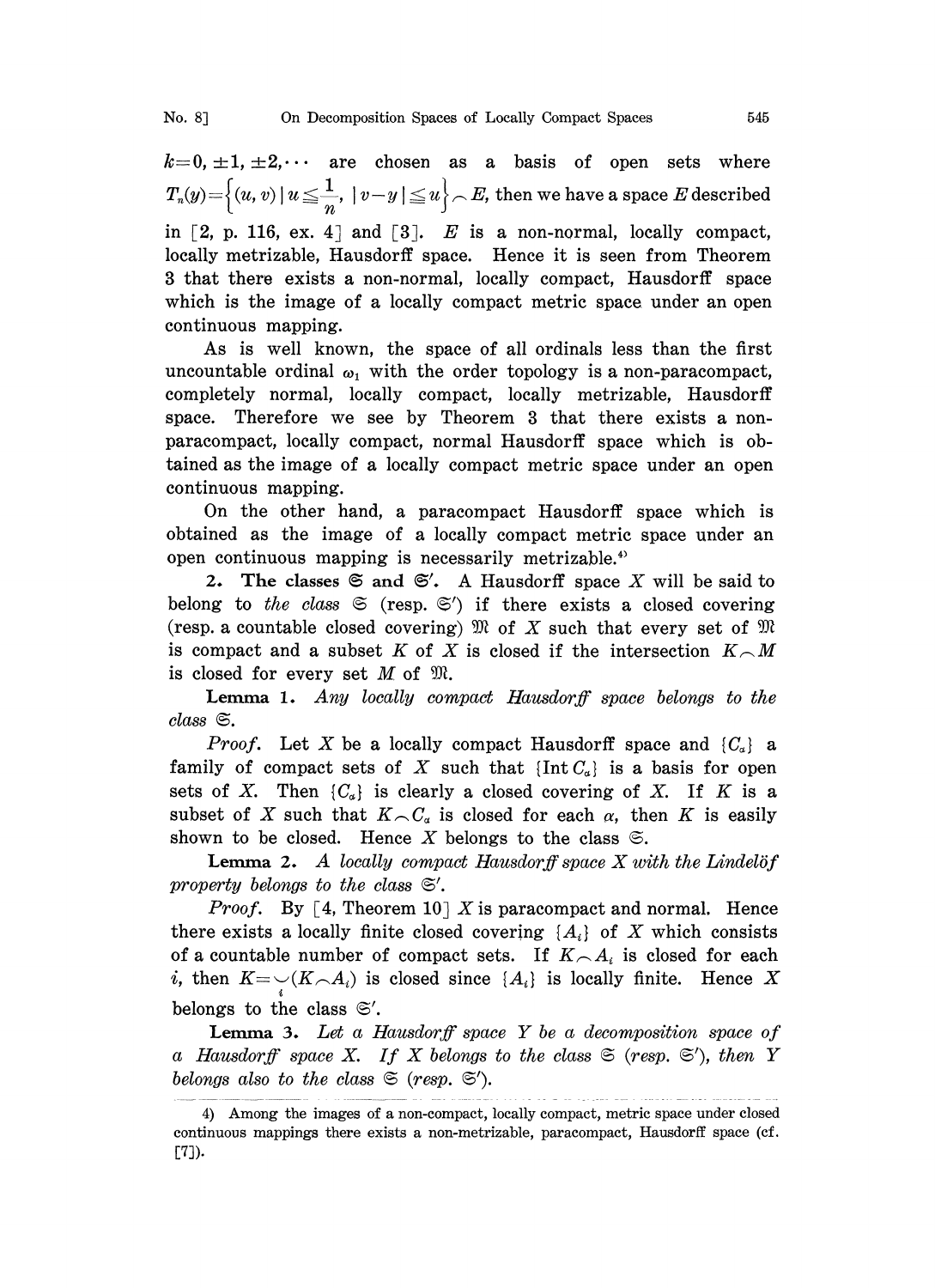$k=0, \pm 1, \pm 2, \cdots$ are chosen as a basis of open sets where $T_n(y)=\left\{(u, v) \mid u \leqq \frac{1}{n}, \ |v-y| \leqq u\right\} \frown E$, then we have a space $E$ described in [2, p. 116, ex. 4] and [3]. $E$ is a non-normal, locally compact, locally metrizable, Hausdorff space. Hence it is seen from Theorem 3 that there exists a non-normal, locally compact, Hausdorff space which is the image of a locally compact metric space under an open continuous mapping.

As is well known, the space of all ordinals less than the first uncountable ordinal $\omega_1$ with the order topology is a non-paracompact, completely normal, locally compact, locally metrizable, Hausdorff space. Therefore we see by Theorem 3 that there exists a non-paracompact, locally compact, normal Hausdorff space which is obtained as the image of a locally compact metric space under an open continuous mapping.

On the other hand, a paracompact Hausdorff space which is obtained as the image of a locally compact metric space under an open continuous mapping is necessarily metrizable.[4]

**2. The classes $\mathfrak{S}$ and $\mathfrak{S}'$.** A Hausdorff space $X$ will be said to belong to *the class* $\mathfrak{S}$ (resp. $\mathfrak{S}'$) if there exists a closed covering (resp. a countable closed covering) $\mathfrak{M}$ of $X$ such that every set of $\mathfrak{M}$ is compact and a subset $K$ of $X$ is closed if the intersection $K \frown M$ is closed for every set $M$ of $\mathfrak{M}$.

**Lemma 1.** *Any locally compact Hausdorff space belongs to the class* $\mathfrak{S}$.

*Proof.* Let $X$ be a locally compact Hausdorff space and $\{C_\alpha\}$ a family of compact sets of $X$ such that $\{\operatorname{Int} C_\alpha\}$ is a basis for open sets of $X$. Then $\{C_\alpha\}$ is clearly a closed covering of $X$. If $K$ is a subset of $X$ such that $K \frown C_\alpha$ is closed for each $\alpha$, then $K$ is easily shown to be closed. Hence $X$ belongs to the class $\mathfrak{S}$.

**Lemma 2.** *A locally compact Hausdorff space $X$ with the Lindelöf property belongs to the class* $\mathfrak{S}'$.

*Proof.* By [4, Theorem 10] $X$ is paracompact and normal. Hence there exists a locally finite closed covering $\{A_i\}$ of $X$ which consists of a countable number of compact sets. If $K \frown A_i$ is closed for each $i$, then $K = \smile_i (K \frown A_i)$ is closed since $\{A_i\}$ is locally finite. Hence $X$ belongs to the class $\mathfrak{S}'$.

**Lemma 3.** *Let a Hausdorff space $Y$ be a decomposition space of a Hausdorff space $X$. If $X$ belongs to the class $\mathfrak{S}$ (resp. $\mathfrak{S}'$), then $Y$ belongs also to the class $\mathfrak{S}$ (resp. $\mathfrak{S}'$).*

---

4) Among the images of a non-compact, locally compact, metric space under closed continuous mappings there exists a non-metrizable, paracompact, Hausdorff space (cf. [7]).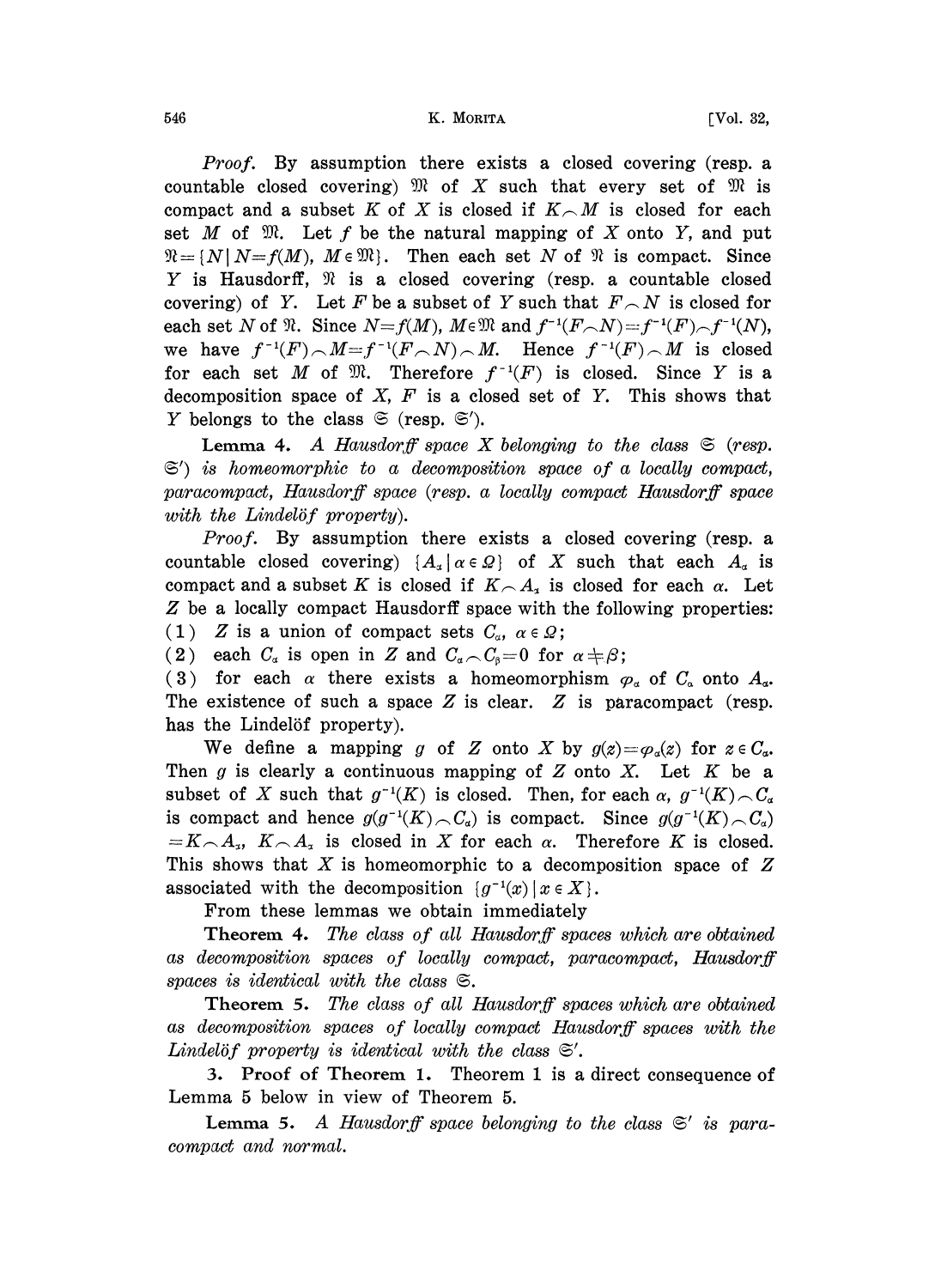*Proof.* By assumption there exists a closed covering (resp. a countable closed covering) $\mathfrak{M}$ of $X$ such that every set of $\mathfrak{M}$ is compact and a subset $K$ of $X$ is closed if $K \frown M$ is closed for each set $M$ of $\mathfrak{M}$. Let $f$ be the natural mapping of $X$ onto $Y$, and put $\mathfrak{N} = \{N \mid N = f(M),\ M \in \mathfrak{M}\}$. Then each set $N$ of $\mathfrak{N}$ is compact. Since $Y$ is Hausdorff, $\mathfrak{N}$ is a closed covering (resp. a countable closed covering) of $Y$. Let $F$ be a subset of $Y$ such that $F \frown N$ is closed for each set $N$ of $\mathfrak{N}$. Since $N = f(M)$, $M \in \mathfrak{M}$ and $f^{-1}(F \frown N) = f^{-1}(F) \frown f^{-1}(N)$, we have $f^{-1}(F) \frown M = f^{-1}(F \frown N) \frown M$. Hence $f^{-1}(F) \frown M$ is closed for each set $M$ of $\mathfrak{M}$. Therefore $f^{-1}(F)$ is closed. Since $Y$ is a decomposition space of $X$, $F$ is a closed set of $Y$. This shows that $Y$ belongs to the class $\mathfrak{S}$ (resp. $\mathfrak{S}'$).

**Lemma 4.** *A Hausdorff space $X$ belonging to the class $\mathfrak{S}$ (resp. $\mathfrak{S}'$) is homeomorphic to a decomposition space of a locally compact, paracompact, Hausdorff space (resp. a locally compact Hausdorff space with the Lindelöf property).*

*Proof.* By assumption there exists a closed covering (resp. a countable closed covering) $\{A_\alpha \mid \alpha \in \Omega\}$ of $X$ such that each $A_\alpha$ is compact and a subset $K$ is closed if $K \frown A_\alpha$ is closed for each $\alpha$. Let $Z$ be a locally compact Hausdorff space with the following properties:
(1) $Z$ is a union of compact sets $C_\alpha$, $\alpha \in \Omega$;
(2) each $C_\alpha$ is open in $Z$ and $C_\alpha \frown C_\beta = 0$ for $\alpha \neq \beta$;
(3) for each $\alpha$ there exists a homeomorphism $\varphi_\alpha$ of $C_\alpha$ onto $A_\alpha$.
The existence of such a space $Z$ is clear. $Z$ is paracompact (resp. has the Lindelöf property).

We define a mapping $g$ of $Z$ onto $X$ by $g(z) = \varphi_\alpha(z)$ for $z \in C_\alpha$. Then $g$ is clearly a continuous mapping of $Z$ onto $X$. Let $K$ be a subset of $X$ such that $g^{-1}(K)$ is closed. Then, for each $\alpha$, $g^{-1}(K) \frown C_\alpha$ is compact and hence $g(g^{-1}(K) \frown C_\alpha)$ is compact. Since $g(g^{-1}(K) \frown C_\alpha) = K \frown A_\alpha$, $K \frown A_\alpha$ is closed in $X$ for each $\alpha$. Therefore $K$ is closed. This shows that $X$ is homeomorphic to a decomposition space of $Z$ associated with the decomposition $\{g^{-1}(x) \mid x \in X\}$.

From these lemmas we obtain immediately

**Theorem 4.** *The class of all Hausdorff spaces which are obtained as decomposition spaces of locally compact, paracompact, Hausdorff spaces is identical with the class $\mathfrak{S}$.*

**Theorem 5.** *The class of all Hausdorff spaces which are obtained as decomposition spaces of locally compact Hausdorff spaces with the Lindelöf property is identical with the class $\mathfrak{S}'$.*

## 3. Proof of Theorem 1.

Theorem 1 is a direct consequence of Lemma 5 below in view of Theorem 5.

**Lemma 5.** *A Hausdorff space belonging to the class $\mathfrak{S}'$ is paracompact and normal.*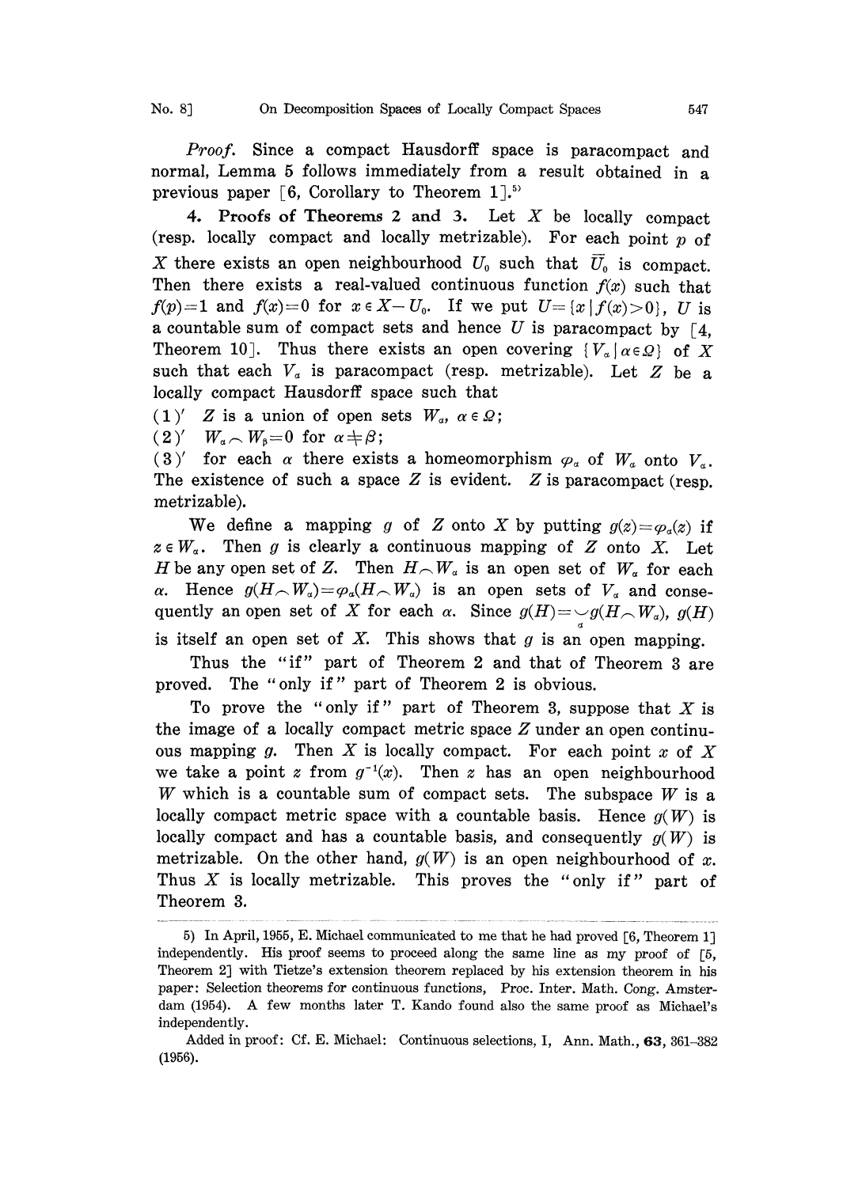*Proof.* Since a compact Hausdorff space is paracompact and normal, Lemma 5 follows immediately from a result obtained in a previous paper [6, Corollary to Theorem 1].[5)]

**4. Proofs of Theorems 2 and 3.** Let $X$ be locally compact (resp. locally compact and locally metrizable). For each point $p$ of $X$ there exists an open neighbourhood $U_0$ such that $\bar{U}_0$ is compact. Then there exists a real-valued continuous function $f(x)$ such that $f(p)=1$ and $f(x)=0$ for $x \in X-U_0$. If we put $U=\{x \mid f(x)>0\}$, $U$ is a countable sum of compact sets and hence $U$ is paracompact by [4, Theorem 10]. Thus there exists an open covering $\{V_\alpha \mid \alpha \in \Omega\}$ of $X$ such that each $V_\alpha$ is paracompact (resp. metrizable). Let $Z$ be a locally compact Hausdorff space such that

(1)′ $Z$ is a union of open sets $W_\alpha$, $\alpha \in \Omega$;

(2)′ $W_\alpha \frown W_\beta = 0$ for $\alpha \neq \beta$;

(3)′ for each $\alpha$ there exists a homeomorphism $\varphi_\alpha$ of $W_\alpha$ onto $V_\alpha$.

The existence of such a space $Z$ is evident. $Z$ is paracompact (resp. metrizable).

We define a mapping $g$ of $Z$ onto $X$ by putting $g(z)=\varphi_\alpha(z)$ if $z \in W_\alpha$. Then $g$ is clearly a continuous mapping of $Z$ onto $X$. Let $H$ be any open set of $Z$. Then $H \frown W_\alpha$ is an open set of $W_\alpha$ for each $\alpha$. Hence $g(H \frown W_\alpha)=\varphi_\alpha(H \frown W_\alpha)$ is an open sets of $V_\alpha$ and consequently an open set of $X$ for each $\alpha$. Since $g(H)=\smile_\alpha g(H \frown W_\alpha)$, $g(H)$ is itself an open set of $X$. This shows that $g$ is an open mapping.

Thus the "if" part of Theorem 2 and that of Theorem 3 are proved. The "only if" part of Theorem 2 is obvious.

To prove the "only if" part of Theorem 3, suppose that $X$ is the image of a locally compact metric space $Z$ under an open continuous mapping $g$. Then $X$ is locally compact. For each point $x$ of $X$ we take a point $z$ from $g^{-1}(x)$. Then $z$ has an open neighbourhood $W$ which is a countable sum of compact sets. The subspace $W$ is a locally compact metric space with a countable basis. Hence $g(W)$ is locally compact and has a countable basis, and consequently $g(W)$ is metrizable. On the other hand, $g(W)$ is an open neighbourhood of $x$. Thus $X$ is locally metrizable. This proves the "only if" part of Theorem 3.

---

5) In April, 1955, E. Michael communicated to me that he had proved [6, Theorem 1] independently. His proof seems to proceed along the same line as my proof of [5, Theorem 2] with Tietze's extension theorem replaced by his extension theorem in his paper: Selection theorems for continuous functions, Proc. Inter. Math. Cong. Amsterdam (1954). A few months later T. Kando found also the same proof as Michael's independently.

Added in proof: Cf. E. Michael: Continuous selections, I, Ann. Math., **63**, 361–382 (1956).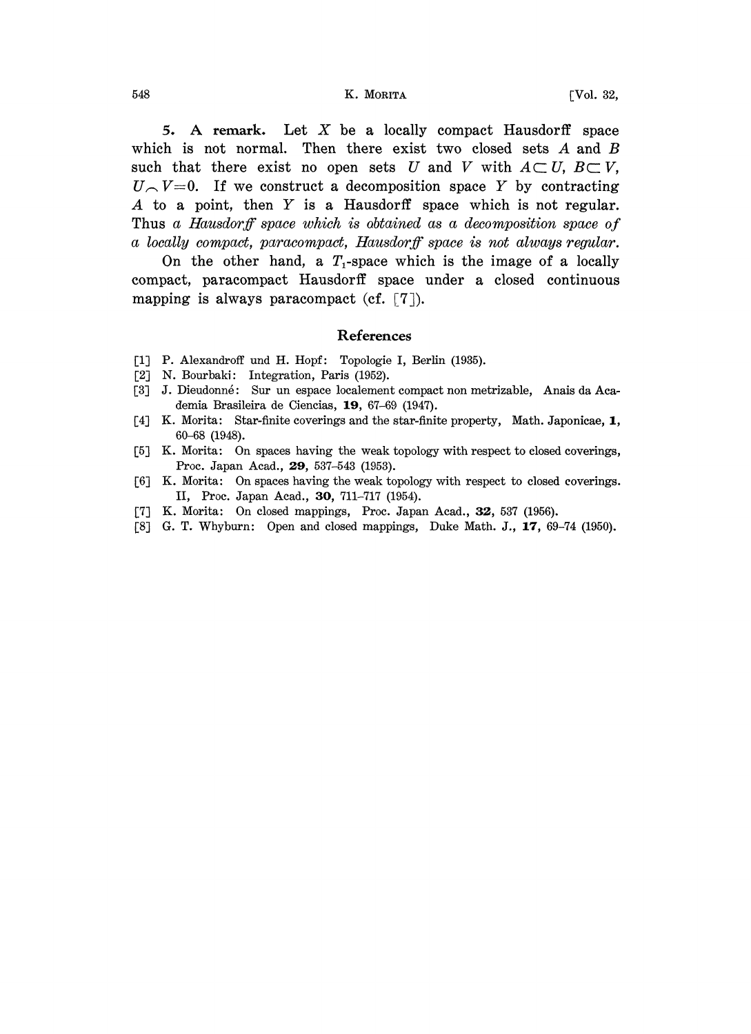**5. A remark.** Let $X$ be a locally compact Hausdorff space which is not normal. Then there exist two closed sets $A$ and $B$ such that there exist no open sets $U$ and $V$ with $A \subset U$, $B \subset V$, $U \frown V = 0$. If we construct a decomposition space $Y$ by contracting $A$ to a point, then $Y$ is a Hausdorff space which is not regular. Thus *a Hausdorff space which is obtained as a decomposition space of a locally compact, paracompact, Hausdorff space is not always regular.*

On the other hand, a $T_1$-space which is the image of a locally compact, paracompact Hausdorff space under a closed continuous mapping is always paracompact (cf. [7]).

## References

[1] P. Alexandroff und H. Hopf: Topologie I, Berlin (1935).

[2] N. Bourbaki: Integration, Paris (1952).

[3] J. Dieudonné: Sur un espace localement compact non metrizable, Anais da Academia Brasileira de Ciencias, **19**, 67–69 (1947).

[4] K. Morita: Star-finite coverings and the star-finite property, Math. Japonicae, **1**, 60–68 (1948).

[5] K. Morita: On spaces having the weak topology with respect to closed coverings, Proc. Japan Acad., **29**, 537–543 (1953).

[6] K. Morita: On spaces having the weak topology with respect to closed coverings. II, Proc. Japan Acad., **30**, 711–717 (1954).

[7] K. Morita: On closed mappings, Proc. Japan Acad., **32**, 537 (1956).

[8] G. T. Whyburn: Open and closed mappings, Duke Math. J., **17**, 69–74 (1950).